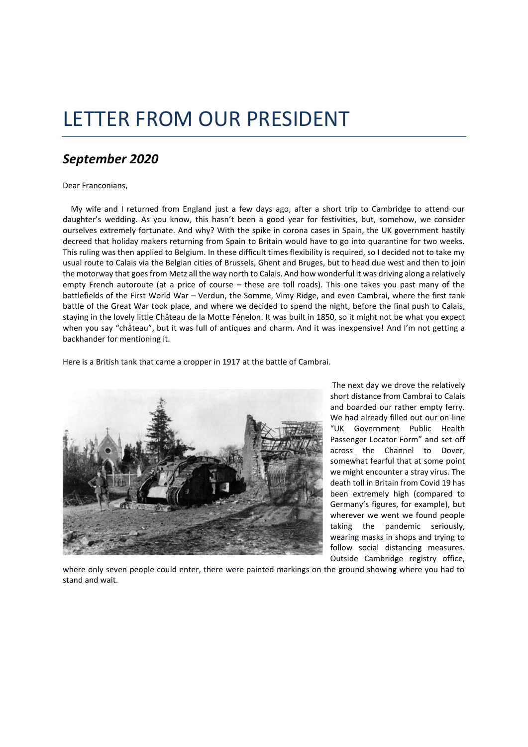# LETTER FROM OUR PRESIDENT

## *September 2020*

Dear Franconians,

My wife and I returned from England just a few days ago, after a short trip to Cambridge to attend our daughter's wedding. As you know, this hasn't been a good year for festivities, but, somehow, we consider ourselves extremely fortunate. And why? With the spike in corona cases in Spain, the UK government hastily decreed that holiday makers returning from Spain to Britain would have to go into quarantine for two weeks. This ruling was then applied to Belgium. In these difficult times flexibility is required, so I decided not to take my usual route to Calais via the Belgian cities of Brussels, Ghent and Bruges, but to head due west and then to join the motorway that goes from Metz all the way north to Calais. And how wonderful it was driving along a relatively empty French autoroute (at a price of course – these are toll roads). This one takes you past many of the battlefields of the First World War – Verdun, the Somme, Vimy Ridge, and even Cambrai, where the first tank battle of the Great War took place, and where we decided to spend the night, before the final push to Calais, staying in the lovely little Château de la Motte Fénelon. It was built in 1850, so it might not be what you expect when you say "château", but it was full of antiques and charm. And it was inexpensive! And I'm not getting a backhander for mentioning it.

Here is a British tank that came a cropper in 1917 at the battle of Cambrai.

The next day we drove the relatively short distance from Cambrai to Calais and boarded our rather empty ferry. We had already filled out our on-line "UK Government Public Health Passenger Locator Form" and set off across the Channel to Dover, somewhat fearful that at some point we might encounter a stray virus. The death toll in Britain from Covid 19 has been extremely high (compared to Germany's figures, for example), but wherever we went we found people taking the pandemic seriously, wearing masks in shops and trying to follow social distancing measures. Outside Cambridge registry office, where only seven people could enter, there were painted markings on the ground showing where you had to stand and wait.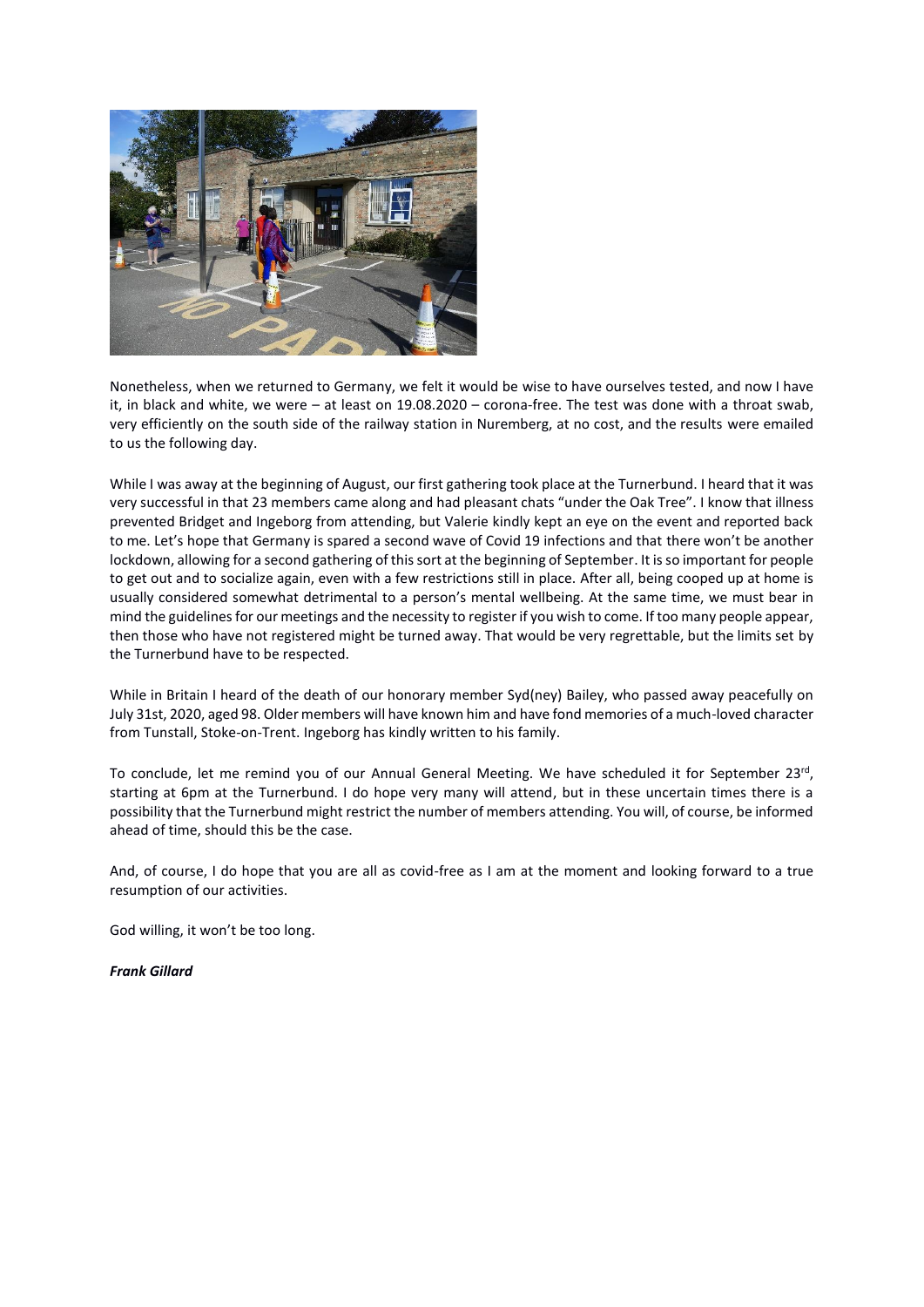Nonetheless, when we returned to Germany, we felt it would be wise to have ourselves tested, and now I have it, in black and white, we were – at least on 19.08.2020 – corona-free. The test was done with a throat swab, very efficiently on the south side of the railway station in Nuremberg, at no cost, and the results were emailed to us the following day.

While I was away at the beginning of August, our first gathering took place at the Turnerbund. I heard that it was very successful in that 23 members came along and had pleasant chats "under the Oak Tree". I know that illness prevented Bridget and Ingeborg from attending, but Valerie kindly kept an eye on the event and reported back to me. Let's hope that Germany is spared a second wave of Covid 19 infections and that there won't be another lockdown, allowing for a second gathering of this sort at the beginning of September. It is so important for people to get out and to socialize again, even with a few restrictions still in place. After all, being cooped up at home is usually considered somewhat detrimental to a person's mental wellbeing. At the same time, we must bear in mind the guidelines for our meetings and the necessity to register if you wish to come. If too many people appear, then those who have not registered might be turned away. That would be very regrettable, but the limits set by the Turnerbund have to be respected.

While in Britain I heard of the death of our honorary member Syd(ney) Bailey, who passed away peacefully on July 31st, 2020, aged 98. Older members will have known him and have fond memories of a much-loved character from Tunstall, Stoke-on-Trent. Ingeborg has kindly written to his family.

To conclude, let me remind you of our Annual General Meeting. We have scheduled it for September 23rd, starting at 6pm at the Turnerbund. I do hope very many will attend, but in these uncertain times there is a possibility that the Turnerbund might restrict the number of members attending. You will, of course, be informed ahead of time, should this be the case.

And, of course, I do hope that you are all as covid-free as I am at the moment and looking forward to a true resumption of our activities.

God willing, it won't be too long.

***Frank Gillard***